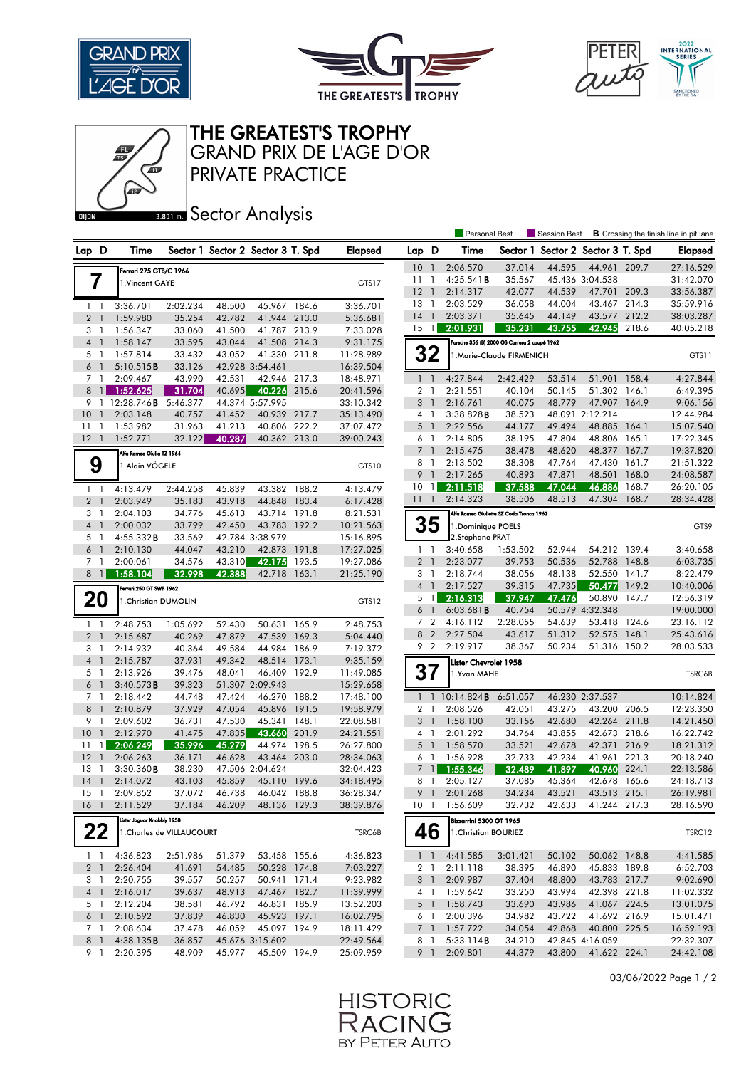# THE GREATEST'S TROPHY

## GRAND PRIX DE L'AGE D'OR

## PRIVATE PRACTICE

### Sector Analysis

Dijon 3.801 m.

Personal Best | Session Best | **B** Crossing the finish line in pit lane

**7** — Ferrari 275 GTB/C 1966 — 1.Vincent GAYE — GTS17

| Lap | D | Time | Sector 1 | Sector 2 | Sector 3 | T. Spd | Elapsed |
|---|---|---|---|---|---|---|---|
| 1 | 1 | 3:36.701 | 2:02.234 | 48.500 | 45.967 | 184.6 | 3:36.701 |
| 2 | 1 | 1:59.980 | 35.254 | 42.782 | 41.944 | 213.0 | 5:36.681 |
| 3 | 1 | 1:56.347 | 33.060 | 41.500 | 41.787 | 213.9 | 7:33.028 |
| 4 | 1 | 1:58.147 | 33.595 | 43.044 | 41.508 | 214.3 | 9:31.175 |
| 5 | 1 | 1:57.814 | 33.432 | 43.052 | 41.330 | 211.8 | 11:28.989 |
| 6 | 1 | 5:10.515**B** | 33.126 | 42.928 | 3:54.461 | | 16:39.504 |
| 7 | 1 | 2:09.467 | 43.990 | 42.531 | 42.946 | 217.3 | 18:48.971 |
| 8 | 1 | 1:52.625 | 31.704 | 40.695 | 40.226 | 215.6 | 20:41.596 |
| 9 | 1 | 12:28.746**B** | 5:46.377 | 44.374 | 5:57.995 | | 33:10.342 |
| 10 | 1 | 2:03.148 | 40.757 | 41.452 | 40.939 | 217.7 | 35:13.490 |
| 11 | 1 | 1:53.982 | 31.963 | 41.213 | 40.806 | 222.2 | 37:07.472 |
| 12 | 1 | 1:52.771 | 32.122 | 40.287 | 40.362 | 213.0 | 39:00.243 |

**9** — Alfa Romeo Giulia TZ 1964 — 1.Alain VÖGELE — GTS10

| Lap | D | Time | Sector 1 | Sector 2 | Sector 3 | T. Spd | Elapsed |
|---|---|---|---|---|---|---|---|
| 1 | 1 | 4:13.479 | 2:44.258 | 45.839 | 43.382 | 188.2 | 4:13.479 |
| 2 | 1 | 2:03.949 | 35.183 | 43.918 | 44.848 | 183.4 | 6:17.428 |
| 3 | 1 | 2:04.103 | 34.776 | 45.613 | 43.714 | 191.8 | 8:21.531 |
| 4 | 1 | 2:00.032 | 33.799 | 42.450 | 43.783 | 192.2 | 10:21.563 |
| 5 | 1 | 4:55.332**B** | 33.569 | 42.784 | 3:38.979 | | 15:16.895 |
| 6 | 1 | 2:10.130 | 44.047 | 43.210 | 42.873 | 191.8 | 17:27.025 |
| 7 | 1 | 2:00.061 | 34.576 | 43.310 | 42.175 | 193.5 | 19:27.086 |
| 8 | 1 | 1:58.104 | 32.998 | 42.388 | 42.718 | 163.1 | 21:25.190 |

**20** — Ferrari 250 GT SWB 1962 — 1.Christian DUMOLIN — GTS12

| Lap | D | Time | Sector 1 | Sector 2 | Sector 3 | T. Spd | Elapsed |
|---|---|---|---|---|---|---|---|
| 1 | 1 | 2:48.753 | 1:05.692 | 52.430 | 50.631 | 165.9 | 2:48.753 |
| 2 | 1 | 2:15.687 | 40.269 | 47.879 | 47.539 | 169.3 | 5:04.440 |
| 3 | 1 | 2:14.932 | 40.364 | 49.584 | 44.984 | 186.9 | 7:19.372 |
| 4 | 1 | 2:15.787 | 37.931 | 49.342 | 48.514 | 173.1 | 9:35.159 |
| 5 | 1 | 2:13.926 | 39.476 | 48.041 | 46.409 | 192.9 | 11:49.085 |
| 6 | 1 | 3:40.573**B** | 39.323 | 51.307 | 2:09.943 | | 15:29.658 |
| 7 | 1 | 2:18.442 | 44.748 | 47.424 | 46.270 | 188.2 | 17:48.100 |
| 8 | 1 | 2:10.879 | 37.929 | 47.054 | 45.896 | 191.5 | 19:58.979 |
| 9 | 1 | 2:09.602 | 36.731 | 47.530 | 45.341 | 148.1 | 22:08.581 |
| 10 | 1 | 2:12.970 | 41.475 | 47.835 | 43.660 | 201.9 | 24:21.551 |
| 11 | 1 | 2:06.249 | 35.996 | 45.279 | 44.974 | 198.5 | 26:27.800 |
| 12 | 1 | 2:06.263 | 36.171 | 46.628 | 43.464 | 203.0 | 28:34.063 |
| 13 | 1 | 3:30.360**B** | 38.230 | 47.506 | 2:04.624 | | 32:04.423 |
| 14 | 1 | 2:14.072 | 43.103 | 45.859 | 45.110 | 199.6 | 34:18.495 |
| 15 | 1 | 2:09.852 | 37.072 | 46.738 | 46.042 | 188.8 | 36:28.347 |
| 16 | 1 | 2:11.529 | 37.184 | 46.209 | 48.136 | 129.3 | 38:39.876 |

**22** — Lister Jaguar Knobbly 1958 — 1.Charles de VILLAUCOURT — TSRC6B

| Lap | D | Time | Sector 1 | Sector 2 | Sector 3 | T. Spd | Elapsed |
|---|---|---|---|---|---|---|---|
| 1 | 1 | 4:36.823 | 2:51.986 | 51.379 | 53.458 | 155.6 | 4:36.823 |
| 2 | 1 | 2:26.404 | 41.691 | 54.485 | 50.228 | 174.8 | 7:03.227 |
| 3 | 1 | 2:20.755 | 39.557 | 50.257 | 50.941 | 171.4 | 9:23.982 |
| 4 | 1 | 2:16.017 | 39.637 | 48.913 | 47.467 | 182.7 | 11:39.999 |
| 5 | 1 | 2:12.204 | 38.581 | 46.792 | 46.831 | 185.9 | 13:52.203 |
| 6 | 1 | 2:10.592 | 37.839 | 46.830 | 45.923 | 197.1 | 16:02.795 |
| 7 | 1 | 2:08.634 | 37.478 | 46.059 | 45.097 | 194.9 | 18:11.429 |
| 8 | 1 | 4:38.135**B** | 36.857 | 45.676 | 3:15.602 | | 22:49.564 |
| 9 | 1 | 2:20.395 | 48.909 | 45.977 | 45.509 | 194.9 | 25:09.959 |
| 10 | 1 | 2:06.570 | 37.014 | 44.595 | 44.961 | 209.7 | 27:16.529 |
| 11 | 1 | 4:25.541**B** | 35.567 | 45.436 | 3:04.538 | | 31:42.070 |
| 12 | 1 | 2:14.317 | 42.077 | 44.539 | 47.701 | 209.3 | 33:56.387 |
| 13 | 1 | 2:03.529 | 36.058 | 44.004 | 43.467 | 214.3 | 35:59.916 |
| 14 | 1 | 2:03.371 | 35.645 | 44.149 | 43.577 | 212.2 | 38:03.287 |
| 15 | 1 | 2:01.931 | 35.231 | 43.755 | 42.945 | 218.6 | 40:05.218 |

**32** — Porsche 356 (B) 2000 GS Carrera 2 coupé 1962 — 1.Marie-Claude FIRMENICH — GTS11

| Lap | D | Time | Sector 1 | Sector 2 | Sector 3 | T. Spd | Elapsed |
|---|---|---|---|---|---|---|---|
| 1 | 1 | 4:27.844 | 2:42.429 | 53.514 | 51.901 | 158.4 | 4:27.844 |
| 2 | 1 | 2:21.551 | 40.104 | 50.145 | 51.302 | 146.1 | 6:49.395 |
| 3 | 1 | 2:16.761 | 40.075 | 48.779 | 47.907 | 164.9 | 9:06.156 |
| 4 | 1 | 3:38.828**B** | 38.523 | 48.091 | 2:12.214 | | 12:44.984 |
| 5 | 1 | 2:22.556 | 44.177 | 49.494 | 48.885 | 164.1 | 15:07.540 |
| 6 | 1 | 2:14.805 | 38.195 | 47.804 | 48.806 | 165.1 | 17:22.345 |
| 7 | 1 | 2:15.475 | 38.478 | 48.620 | 48.377 | 167.7 | 19:37.820 |
| 8 | 1 | 2:13.502 | 38.308 | 47.764 | 47.430 | 161.7 | 21:51.322 |
| 9 | 1 | 2:17.265 | 40.893 | 47.871 | 48.501 | 168.0 | 24:08.587 |
| 10 | 1 | 2:11.518 | 37.588 | 47.044 | 46.886 | 168.7 | 26:20.105 |
| 11 | 1 | 2:14.323 | 38.506 | 48.513 | 47.304 | 168.7 | 28:34.428 |

**35** — Alfa Romeo Giulietta SZ Coda Tronca 1962 — 1.Dominique POELS, 2.Stéphane PRAT — GTS9

| Lap | D | Time | Sector 1 | Sector 2 | Sector 3 | T. Spd | Elapsed |
|---|---|---|---|---|---|---|---|
| 1 | 1 | 3:40.658 | 1:53.502 | 52.944 | 54.212 | 139.4 | 3:40.658 |
| 2 | 1 | 2:23.077 | 39.753 | 50.536 | 52.788 | 148.8 | 6:03.735 |
| 3 | 1 | 2:18.744 | 38.056 | 48.138 | 52.550 | 141.7 | 8:22.479 |
| 4 | 1 | 2:17.527 | 39.315 | 47.735 | 50.477 | 149.2 | 10:40.006 |
| 5 | 1 | 2:16.313 | 37.947 | 47.476 | 50.890 | 147.7 | 12:56.319 |
| 6 | 1 | 6:03.681**B** | 40.754 | 50.579 | 4:32.348 | | 19:00.000 |
| 7 | 2 | 4:16.112 | 2:28.055 | 54.639 | 53.418 | 124.6 | 23:16.112 |
| 8 | 2 | 2:27.504 | 43.617 | 51.312 | 52.575 | 148.1 | 25:43.616 |
| 9 | 2 | 2:19.917 | 38.367 | 50.234 | 51.316 | 150.2 | 28:03.533 |

**37** — Lister Chevrolet 1958 — 1.Yvan MAHE — TSRC6B

| Lap | D | Time | Sector 1 | Sector 2 | Sector 3 | T. Spd | Elapsed |
|---|---|---|---|---|---|---|---|
| 1 | 1 | 10:14.824**B** | 6:51.057 | 46.230 | 2:37.537 | | 10:14.824 |
| 2 | 1 | 2:08.526 | 42.051 | 43.275 | 43.200 | 206.5 | 12:23.350 |
| 3 | 1 | 1:58.100 | 33.156 | 42.680 | 42.264 | 211.8 | 14:21.450 |
| 4 | 1 | 2:01.292 | 34.764 | 43.855 | 42.673 | 218.6 | 16:22.742 |
| 5 | 1 | 1:58.570 | 33.521 | 42.678 | 42.371 | 216.9 | 18:21.312 |
| 6 | 1 | 1:56.928 | 32.733 | 42.234 | 41.961 | 221.3 | 20:18.240 |
| 7 | 1 | 1:55.346 | 32.489 | 41.897 | 40.960 | 224.1 | 22:13.586 |
| 8 | 1 | 2:05.127 | 37.085 | 45.364 | 42.678 | 165.6 | 24:18.713 |
| 9 | 1 | 2:01.268 | 34.234 | 43.521 | 43.513 | 215.1 | 26:19.981 |
| 10 | 1 | 1:56.609 | 32.732 | 42.633 | 41.244 | 217.3 | 28:16.590 |

**46** — Bizzarrini 5300 GT 1965 — 1.Christian BOURIEZ — TSRC12

| Lap | D | Time | Sector 1 | Sector 2 | Sector 3 | T. Spd | Elapsed |
|---|---|---|---|---|---|---|---|
| 1 | 1 | 4:41.585 | 3:01.421 | 50.102 | 50.062 | 148.8 | 4:41.585 |
| 2 | 1 | 2:11.118 | 38.395 | 46.890 | 45.833 | 189.8 | 6:52.703 |
| 3 | 1 | 2:09.987 | 37.404 | 48.800 | 43.783 | 217.7 | 9:02.690 |
| 4 | 1 | 1:59.642 | 33.250 | 43.994 | 42.398 | 221.8 | 11:02.332 |
| 5 | 1 | 1:58.743 | 33.690 | 43.986 | 41.067 | 224.5 | 13:01.075 |
| 6 | 1 | 2:00.396 | 34.982 | 43.722 | 41.692 | 216.9 | 15:01.471 |
| 7 | 1 | 1:57.722 | 34.054 | 42.868 | 40.800 | 225.5 | 16:59.193 |
| 8 | 1 | 5:33.114**B** | 34.210 | 42.845 | 4:16.059 | | 22:32.307 |
| 9 | 1 | 2:09.801 | 44.379 | 43.800 | 41.622 | 224.1 | 24:42.108 |

03/06/2022

HISTORIC RACING BY PETER AUTO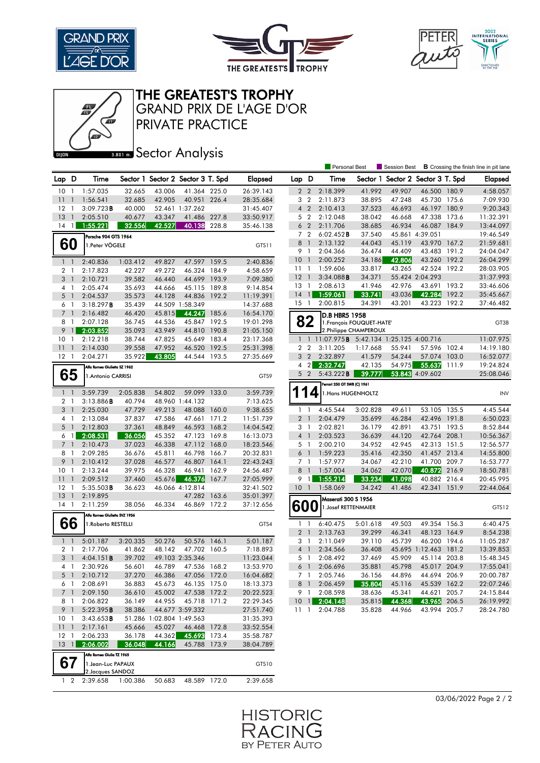# THE GREATEST'S TROPHY

## GRAND PRIX DE L'AGE D'OR

## PRIVATE PRACTICE

### Sector Analysis

Personal Best | Session Best | **B** Crossing the finish line in pit lane

| Lap | D | Time | Sector 1 | Sector 2 | Sector 3 | T. Spd | Elapsed |
|---|---|---|---|---|---|---|---|
| 10 | 1 | 1:57.035 | 32.665 | 43.006 | 41.364 | 225.0 | 26:39.143 |
| 11 | 1 | 1:56.541 | 32.685 | 42.905 | 40.951 | 226.4 | 28:35.684 |
| 12 | 1 | 3:09.723B | 40.000 | 52.461 | 1:37.262 | | 31:45.407 |
| 13 | 1 | 2:05.510 | 40.677 | 43.347 | 41.486 | 227.8 | 33:50.917 |
| 14 | 1 | 1:55.221 | 32.556 | 42.527 | 40.138 | 228.8 | 35:46.138 |

**60** — Porsche 904 GTS 1964 — 1.Peter VÖGELE — GTS11

| Lap | D | Time | Sector 1 | Sector 2 | Sector 3 | T. Spd | Elapsed |
|---|---|---|---|---|---|---|---|
| 1 | 1 | 2:40.836 | 1:03.412 | 49.827 | 47.597 | 159.5 | 2:40.836 |
| 2 | 1 | 2:17.823 | 42.227 | 49.272 | 46.324 | 184.9 | 4:58.659 |
| 3 | 1 | 2:10.721 | 39.582 | 46.440 | 44.699 | 193.9 | 7:09.380 |
| 4 | 1 | 2:05.474 | 35.693 | 44.666 | 45.115 | 189.8 | 9:14.854 |
| 5 | 1 | 2:04.537 | 35.573 | 44.128 | 44.836 | 192.2 | 11:19.391 |
| 6 | 1 | 3:18.297B | 35.439 | 44.509 | 1:58.349 | | 14:37.688 |
| 7 | 1 | 2:16.482 | 46.420 | 45.815 | 44.247 | 185.6 | 16:54.170 |
| 8 | 1 | 2:07.128 | 36.745 | 44.536 | 45.847 | 192.5 | 19:01.298 |
| 9 | 1 | 2:03.852 | 35.093 | 43.949 | 44.810 | 190.8 | 21:05.150 |
| 10 | 1 | 2:12.218 | 38.744 | 47.825 | 45.649 | 183.4 | 23:17.368 |
| 11 | 1 | 2:14.030 | 39.558 | 47.952 | 46.520 | 192.5 | 25:31.398 |
| 12 | 1 | 2:04.271 | 35.922 | 43.805 | 44.544 | 193.5 | 27:35.669 |

**65** — Alfa Romeo Giulietta SZ 1962 — 1.Antonio CARRISI — GTS9

| Lap | D | Time | Sector 1 | Sector 2 | Sector 3 | T. Spd | Elapsed |
|---|---|---|---|---|---|---|---|
| 1 | 1 | 3:59.739 | 2:05.838 | 54.802 | 59.099 | 133.0 | 3:59.739 |
| 2 | 1 | 3:13.886B | 40.794 | 48.960 | 1:44.132 | | 7:13.625 |
| 3 | 1 | 2:25.030 | 47.729 | 49.213 | 48.088 | 160.0 | 9:38.655 |
| 4 | 1 | 2:13.084 | 37.837 | 47.586 | 47.661 | 171.2 | 11:51.739 |
| 5 | 1 | 2:12.803 | 37.361 | 48.849 | 46.593 | 168.2 | 14:04.542 |
| 6 | 1 | 2:08.531 | 36.056 | 45.352 | 47.123 | 169.8 | 16:13.073 |
| 7 | 1 | 2:10.473 | 37.023 | 46.338 | 47.112 | 168.0 | 18:23.546 |
| 8 | 1 | 2:09.285 | 36.676 | 45.811 | 46.798 | 166.7 | 20:32.831 |
| 9 | 1 | 2:10.412 | 37.028 | 46.577 | 46.807 | 164.1 | 22:43.243 |
| 10 | 1 | 2:13.244 | 39.975 | 46.328 | 46.941 | 162.9 | 24:56.487 |
| 11 | 1 | 2:09.512 | 37.460 | 45.676 | 46.376 | 167.7 | 27:05.999 |
| 12 | 1 | 5:35.503B | 36.623 | 46.066 | 4:12.814 | | 32:41.502 |
| 13 | 1 | 2:19.895 | | | 47.282 | 163.6 | 35:01.397 |
| 14 | 1 | 2:11.259 | 38.056 | 46.334 | 46.869 | 172.2 | 37:12.656 |

**66** — Alfa Romeo Giulietta SVZ 1956 — 1.Roberto RESTELLI — GTS4

| Lap | D | Time | Sector 1 | Sector 2 | Sector 3 | T. Spd | Elapsed |
|---|---|---|---|---|---|---|---|
| 1 | 1 | 5:01.187 | 3:20.335 | 50.276 | 50.576 | 146.1 | 5:01.187 |
| 2 | 1 | 2:17.706 | 41.862 | 48.142 | 47.702 | 160.5 | 7:18.893 |
| 3 | 1 | 4:04.151B | 39.702 | 49.103 | 2:35.346 | | 11:23.044 |
| 4 | 1 | 2:30.926 | 56.601 | 46.789 | 47.536 | 168.2 | 13:53.970 |
| 5 | 1 | 2:10.712 | 37.270 | 46.386 | 47.056 | 172.0 | 16:04.682 |
| 6 | 1 | 2:08.691 | 36.883 | 45.673 | 46.135 | 175.0 | 18:13.373 |
| 7 | 1 | 2:09.150 | 36.610 | 45.002 | 47.538 | 172.2 | 20:22.523 |
| 8 | 1 | 2:06.822 | 36.149 | 44.955 | 45.718 | 171.2 | 22:29.345 |
| 9 | 1 | 5:22.395B | 38.386 | 44.677 | 3:59.332 | | 27:51.740 |
| 10 | 1 | 3:43.653B | 51.286 | 1:02.804 | 1:49.563 | | 31:35.393 |
| 11 | 1 | 2:17.161 | 45.666 | 45.027 | 46.468 | 172.8 | 33:52.554 |
| 12 | 1 | 2:06.233 | 36.178 | 44.362 | 45.693 | 173.4 | 35:58.787 |
| 13 | 1 | 2:06.002 | 36.048 | 44.166 | 45.788 | 173.9 | 38:04.789 |

**67** — Alfa Romeo Giulia TZ 1965 — 1.Jean-Luc PAPAUX, 2.Jacques SANDOZ — GTS10

| Lap | D | Time | Sector 1 | Sector 2 | Sector 3 | T. Spd | Elapsed |
|---|---|---|---|---|---|---|---|
| 1 | 2 | 2:39.658 | 1:00.386 | 50.683 | 48.589 | 172.0 | 2:39.658 |
| 2 | 2 | 2:18.399 | 41.992 | 49.907 | 46.500 | 180.9 | 4:58.057 |
| 3 | 2 | 2:11.873 | 38.895 | 47.248 | 45.730 | 175.6 | 7:09.930 |
| 4 | 2 | 2:10.413 | 37.523 | 46.693 | 46.197 | 180.9 | 9:20.343 |
| 5 | 2 | 2:12.048 | 38.042 | 46.668 | 47.338 | 173.6 | 11:32.391 |
| 6 | 2 | 2:11.706 | 38.685 | 46.934 | 46.087 | 184.9 | 13:44.097 |
| 7 | 2 | 6:02.452B | 37.540 | 45.861 | 4:39.051 | | 19:46.549 |
| 8 | 1 | 2:13.132 | 44.043 | 45.119 | 43.970 | 167.2 | 21:59.681 |
| 9 | 1 | 2:04.366 | 36.474 | 44.409 | 43.483 | 191.2 | 24:04.047 |
| 10 | 1 | 2:00.252 | 34.186 | 42.806 | 43.260 | 192.2 | 26:04.299 |
| 11 | 1 | 1:59.606 | 33.817 | 43.265 | 42.524 | 192.2 | 28:03.905 |
| 12 | 1 | 3:34.088B | 34.371 | 55.424 | 2:04.293 | | 31:37.993 |
| 13 | 1 | 2:08.613 | 41.946 | 42.976 | 43.691 | 193.2 | 33:46.606 |
| 14 | 1 | 1:59.061 | 33.741 | 43.036 | 42.284 | 192.2 | 35:45.667 |
| 15 | 1 | 2:00.815 | 34.391 | 43.201 | 43.223 | 192.2 | 37:46.482 |

**82** — D.B HBR5 1958 — 1.François FOUQUET-HATE', 2.Philippe CHAMPEROUX — GT3B

| Lap | D | Time | Sector 1 | Sector 2 | Sector 3 | T. Spd | Elapsed |
|---|---|---|---|---|---|---|---|
| 1 | 1 | 11:07.975B | 5:42.134 | 1:25.125 | 4:00.716 | | 11:07.975 |
| 2 | 2 | 3:11.205 | 1:17.668 | 55.941 | 57.596 | 102.4 | 14:19.180 |
| 3 | 2 | 2:32.897 | 41.579 | 54.244 | 57.074 | 103.0 | 16:52.077 |
| 4 | 2 | 2:32.747 | 42.135 | 54.975 | 55.637 | 111.9 | 19:24.824 |
| 5 | 2 | 5:43.222B | 39.777 | 53.843 | 4:09.602 | | 25:08.046 |

**114** — Ferrari 250 GT SWB (C) 1961 — 1.Hans HUGENHOLTZ — INV

| Lap | D | Time | Sector 1 | Sector 2 | Sector 3 | T. Spd | Elapsed |
|---|---|---|---|---|---|---|---|
| 1 | 1 | 4:45.544 | 3:02.828 | 49.611 | 53.105 | 135.5 | 4:45.544 |
| 2 | 1 | 2:04.479 | 35.699 | 46.284 | 42.496 | 191.8 | 6:50.023 |
| 3 | 1 | 2:02.821 | 36.179 | 42.891 | 43.751 | 193.5 | 8:52.844 |
| 4 | 1 | 2:03.523 | 36.639 | 44.120 | 42.764 | 208.1 | 10:56.367 |
| 5 | 1 | 2:00.210 | 34.952 | 42.945 | 42.313 | 151.5 | 12:56.577 |
| 6 | 1 | 1:59.223 | 35.416 | 42.350 | 41.457 | 213.4 | 14:55.800 |
| 7 | 1 | 1:57.977 | 34.067 | 42.210 | 41.700 | 209.7 | 16:53.777 |
| 8 | 1 | 1:57.004 | 34.062 | 42.070 | 40.872 | 216.9 | 18:50.781 |
| 9 | 1 | 1:55.214 | 33.234 | 41.098 | 40.882 | 216.4 | 20:45.995 |
| 10 | 1 | 1:58.069 | 34.242 | 41.486 | 42.341 | 151.9 | 22:44.064 |

**600** — Maserati 300 S 1956 — 1.Josef RETTENMAIER — GTS12

| Lap | D | Time | Sector 1 | Sector 2 | Sector 3 | T. Spd | Elapsed |
|---|---|---|---|---|---|---|---|
| 1 | 1 | 6:40.475 | 5:01.618 | 49.503 | 49.354 | 156.3 | 6:40.475 |
| 2 | 1 | 2:13.763 | 39.299 | 46.341 | 48.123 | 164.9 | 8:54.238 |
| 3 | 1 | 2:11.049 | 39.110 | 45.739 | 46.200 | 194.6 | 11:05.287 |
| 4 | 1 | 2:34.566 | 36.408 | 45.695 | 1:12.463 | 181.2 | 13:39.853 |
| 5 | 1 | 2:08.492 | 37.469 | 45.909 | 45.114 | 203.8 | 15:48.345 |
| 6 | 1 | 2:06.696 | 35.881 | 45.798 | 45.017 | 204.9 | 17:55.041 |
| 7 | 1 | 2:05.746 | 36.156 | 44.896 | 44.694 | 206.9 | 20:00.787 |
| 8 | 1 | 2:06.459 | 35.804 | 45.116 | 45.539 | 162.2 | 22:07.246 |
| 9 | 1 | 2:08.598 | 38.636 | 45.341 | 44.621 | 205.7 | 24:15.844 |
| 10 | 1 | 2:04.148 | 35.815 | 44.368 | 43.965 | 206.5 | 26:19.992 |
| 11 | 1 | 2:04.788 | 35.828 | 44.966 | 43.994 | 205.7 | 28:24.780 |

03/06/2022